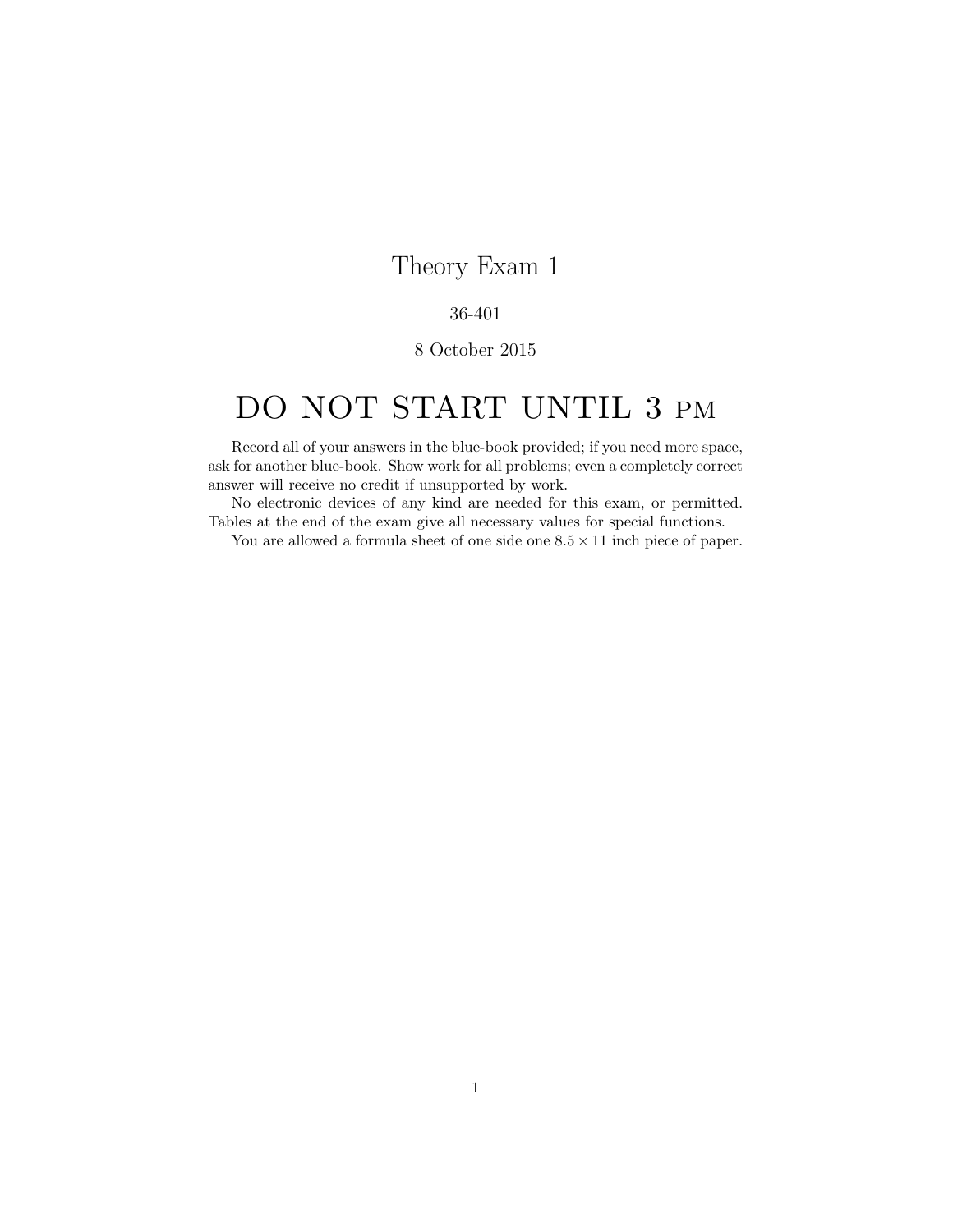# Theory Exam 1

36-401

8 October 2015

# DO NOT START UNTIL 3 PM

Record all of your answers in the blue-book provided; if you need more space, ask for another blue-book. Show work for all problems; even a completely correct answer will receive no credit if unsupported by work.

No electronic devices of any kind are needed for this exam, or permitted. Tables at the end of the exam give all necessary values for special functions.

You are allowed a formula sheet of one side one $8.5 \times 11$ inch piece of paper.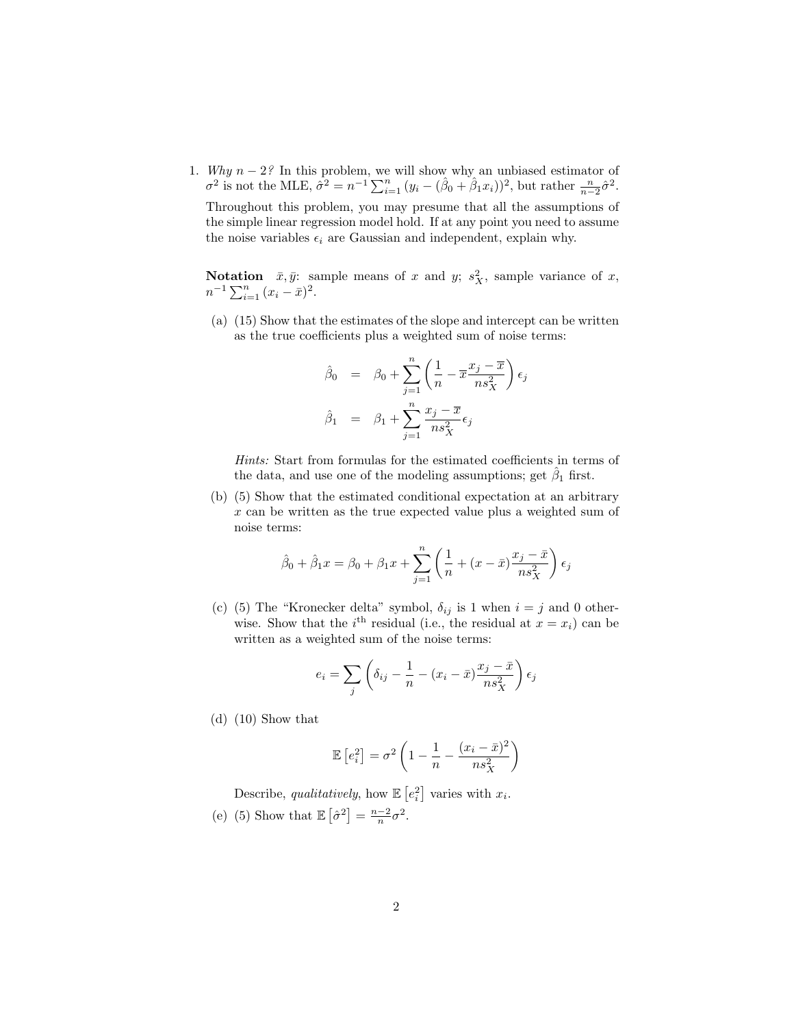1. *Why $n-2$?* In this problem, we will show why an unbiased estimator of $\sigma^2$ is not the MLE, $\hat{\sigma}^2 = n^{-1}\sum_{i=1}^{n}(y_i - (\hat{\beta}_0 + \hat{\beta}_1 x_i))^2$, but rather $\frac{n}{n-2}\hat{\sigma}^2$.

   Throughout this problem, you may presume that all the assumptions of the simple linear regression model hold. If at any point you need to assume the noise variables $\epsilon_i$ are Gaussian and independent, explain why.

   **Notation** $\bar{x}, \bar{y}$: sample means of $x$ and $y$; $s_X^2$, sample variance of $x$, $n^{-1}\sum_{i=1}^{n}(x_i - \bar{x})^2$.

   (a) (15) Show that the estimates of the slope and intercept can be written as the true coefficients plus a weighted sum of noise terms:

   $$\hat{\beta}_0 = \beta_0 + \sum_{j=1}^{n}\left(\frac{1}{n} - \overline{x}\frac{x_j - \overline{x}}{ns_X^2}\right)\epsilon_j$$

   $$\hat{\beta}_1 = \beta_1 + \sum_{j=1}^{n}\frac{x_j - \overline{x}}{ns_X^2}\epsilon_j$$

   *Hints:* Start from formulas for the estimated coefficients in terms of the data, and use one of the modeling assumptions; get $\hat{\beta}_1$ first.

   (b) (5) Show that the estimated conditional expectation at an arbitrary $x$ can be written as the true expected value plus a weighted sum of noise terms:

   $$\hat{\beta}_0 + \hat{\beta}_1 x = \beta_0 + \beta_1 x + \sum_{j=1}^{n}\left(\frac{1}{n} + (x - \bar{x})\frac{x_j - \bar{x}}{ns_X^2}\right)\epsilon_j$$

   (c) (5) The "Kronecker delta" symbol, $\delta_{ij}$ is 1 when $i = j$ and 0 otherwise. Show that the $i^{\text{th}}$ residual (i.e., the residual at $x = x_i$) can be written as a weighted sum of the noise terms:

   $$e_i = \sum_j \left(\delta_{ij} - \frac{1}{n} - (x_i - \bar{x})\frac{x_j - \bar{x}}{ns_X^2}\right)\epsilon_j$$

   (d) (10) Show that

   $$\mathbb{E}\left[e_i^2\right] = \sigma^2\left(1 - \frac{1}{n} - \frac{(x_i - \bar{x})^2}{ns_X^2}\right)$$

   Describe, *qualitatively*, how $\mathbb{E}\left[e_i^2\right]$ varies with $x_i$.

   (e) (5) Show that $\mathbb{E}\left[\hat{\sigma}^2\right] = \frac{n-2}{n}\sigma^2$.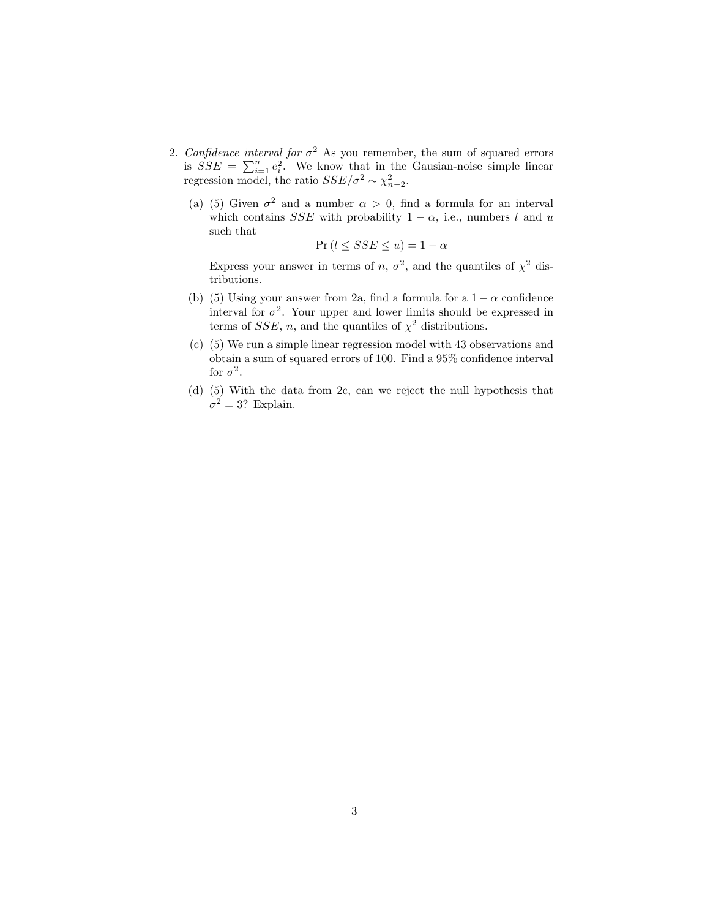2. *Confidence interval for* $\sigma^2$ As you remember, the sum of squared errors is $SSE = \sum_{i=1}^{n} e_i^2$. We know that in the Gausian-noise simple linear regression model, the ratio $SSE/\sigma^2 \sim \chi^2_{n-2}$.

   (a) (5) Given $\sigma^2$ and a number $\alpha > 0$, find a formula for an interval which contains $SSE$ with probability $1 - \alpha$, i.e., numbers $l$ and $u$ such that

   $$\Pr\left(l \leq SSE \leq u\right) = 1 - \alpha$$

   Express your answer in terms of $n$, $\sigma^2$, and the quantiles of $\chi^2$ distributions.

   (b) (5) Using your answer from 2a, find a formula for a $1 - \alpha$ confidence interval for $\sigma^2$. Your upper and lower limits should be expressed in terms of $SSE$, $n$, and the quantiles of $\chi^2$ distributions.

   (c) (5) We run a simple linear regression model with 43 observations and obtain a sum of squared errors of 100. Find a 95% confidence interval for $\sigma^2$.

   (d) (5) With the data from 2c, can we reject the null hypothesis that $\sigma^2 = 3$? Explain.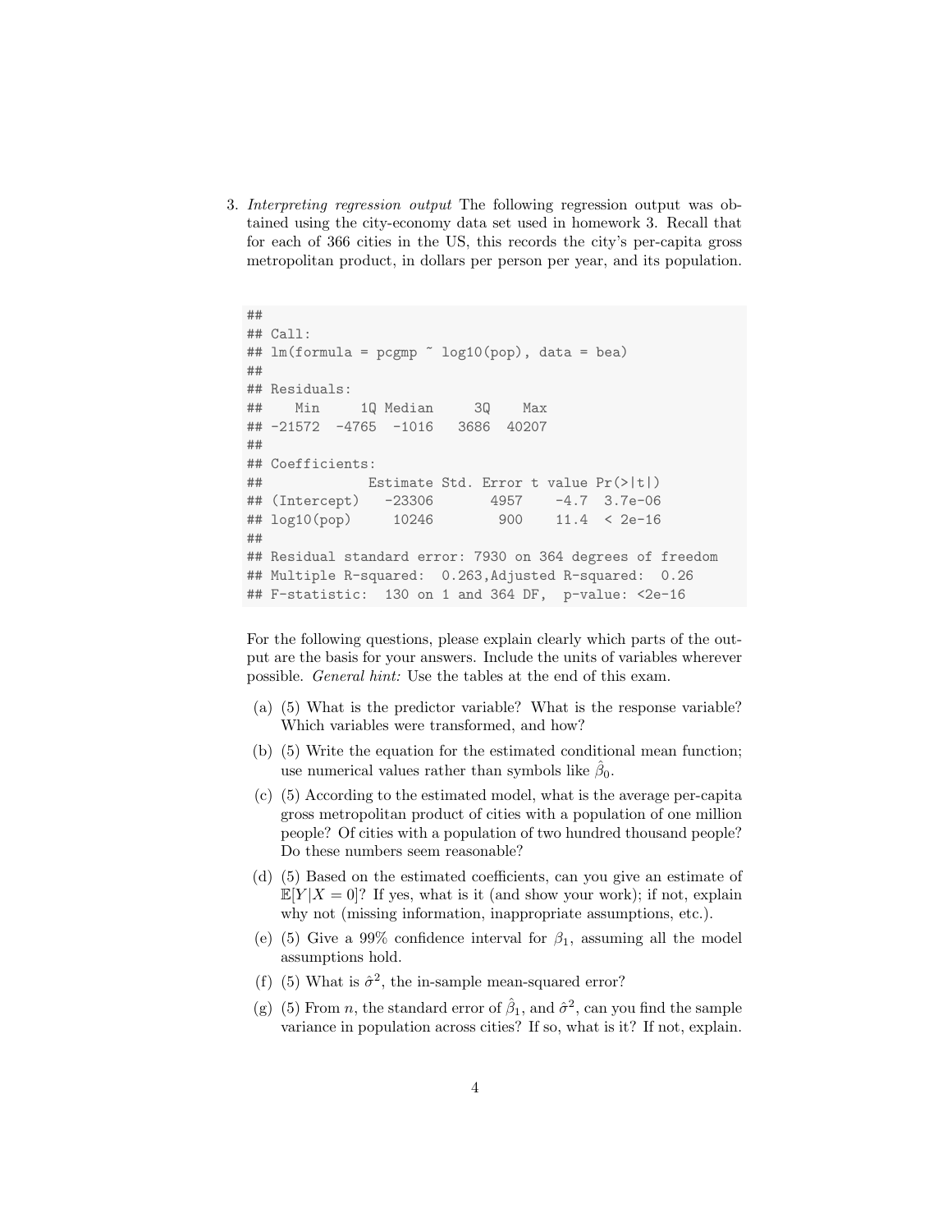3. *Interpreting regression output* The following regression output was obtained using the city-economy data set used in homework 3. Recall that for each of 366 cities in the US, this records the city's per-capita gross metropolitan product, in dollars per person per year, and its population.

```
##
## Call:
## lm(formula = pcgmp ~ log10(pop), data = bea)
##
## Residuals:
##    Min     1Q Median     3Q    Max
## -21572  -4765  -1016   3686  40207
##
## Coefficients:
##             Estimate Std. Error t value Pr(>|t|)
## (Intercept)   -23306       4957    -4.7  3.7e-06
## log10(pop)     10246        900    11.4  < 2e-16
##
## Residual standard error: 7930 on 364 degrees of freedom
## Multiple R-squared:  0.263,Adjusted R-squared:  0.26
## F-statistic:  130 on 1 and 364 DF,  p-value: <2e-16
```

For the following questions, please explain clearly which parts of the output are the basis for your answers. Include the units of variables wherever possible. *General hint:* Use the tables at the end of this exam.

(a) (5) What is the predictor variable? What is the response variable? Which variables were transformed, and how?

(b) (5) Write the equation for the estimated conditional mean function; use numerical values rather than symbols like $\hat{\beta}_0$.

(c) (5) According to the estimated model, what is the average per-capita gross metropolitan product of cities with a population of one million people? Of cities with a population of two hundred thousand people? Do these numbers seem reasonable?

(d) (5) Based on the estimated coefficients, can you give an estimate of $\mathbb{E}[Y|X = 0]$? If yes, what is it (and show your work); if not, explain why not (missing information, inappropriate assumptions, etc.).

(e) (5) Give a 99% confidence interval for $\beta_1$, assuming all the model assumptions hold.

(f) (5) What is $\hat{\sigma}^2$, the in-sample mean-squared error?

(g) (5) From $n$, the standard error of $\hat{\beta}_1$, and $\hat{\sigma}^2$, can you find the sample variance in population across cities? If so, what is it? If not, explain.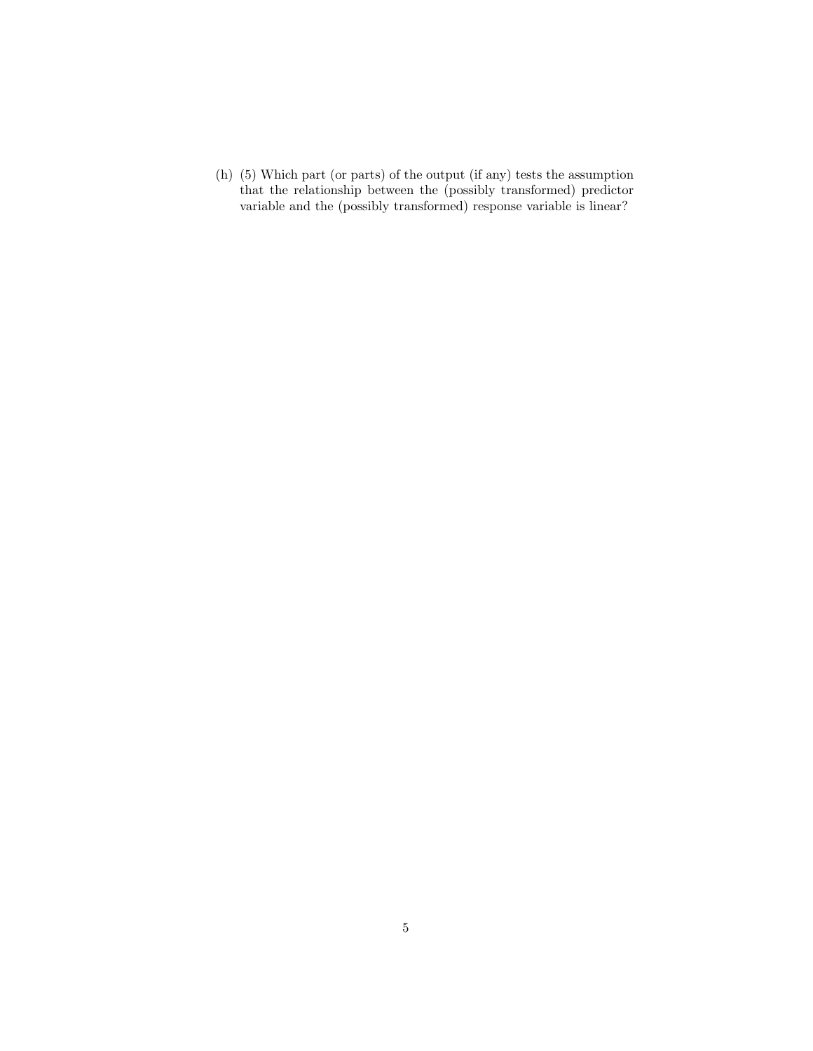(h) (5) Which part (or parts) of the output (if any) tests the assumption that the relationship between the (possibly transformed) predictor variable and the (possibly transformed) response variable is linear?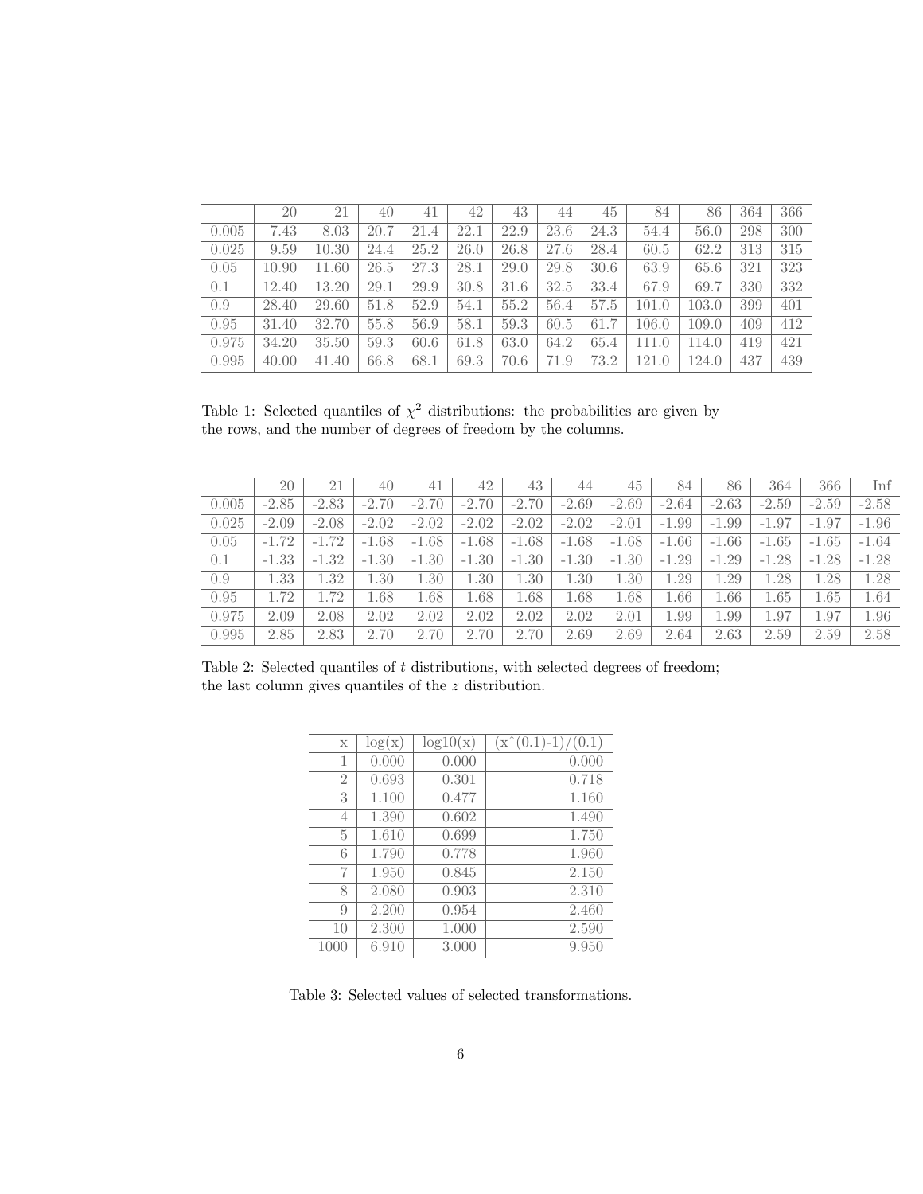| | 20 | 21 | 40 | 41 | 42 | 43 | 44 | 45 | 84 | 86 | 364 | 366 |
|---|---|---|---|---|---|---|---|---|---|---|---|---|
| 0.005 | 7.43 | 8.03 | 20.7 | 21.4 | 22.1 | 22.9 | 23.6 | 24.3 | 54.4 | 56.0 | 298 | 300 |
| 0.025 | 9.59 | 10.30 | 24.4 | 25.2 | 26.0 | 26.8 | 27.6 | 28.4 | 60.5 | 62.2 | 313 | 315 |
| 0.05 | 10.90 | 11.60 | 26.5 | 27.3 | 28.1 | 29.0 | 29.8 | 30.6 | 63.9 | 65.6 | 321 | 323 |
| 0.1 | 12.40 | 13.20 | 29.1 | 29.9 | 30.8 | 31.6 | 32.5 | 33.4 | 67.9 | 69.7 | 330 | 332 |
| 0.9 | 28.40 | 29.60 | 51.8 | 52.9 | 54.1 | 55.2 | 56.4 | 57.5 | 101.0 | 103.0 | 399 | 401 |
| 0.95 | 31.40 | 32.70 | 55.8 | 56.9 | 58.1 | 59.3 | 60.5 | 61.7 | 106.0 | 109.0 | 409 | 412 |
| 0.975 | 34.20 | 35.50 | 59.3 | 60.6 | 61.8 | 63.0 | 64.2 | 65.4 | 111.0 | 114.0 | 419 | 421 |
| 0.995 | 40.00 | 41.40 | 66.8 | 68.1 | 69.3 | 70.6 | 71.9 | 73.2 | 121.0 | 124.0 | 437 | 439 |

Table 1: Selected quantiles of $\chi^2$ distributions: the probabilities are given by the rows, and the number of degrees of freedom by the columns.

| | 20 | 21 | 40 | 41 | 42 | 43 | 44 | 45 | 84 | 86 | 364 | 366 | Inf |
|---|---|---|---|---|---|---|---|---|---|---|---|---|---|
| 0.005 | -2.85 | -2.83 | -2.70 | -2.70 | -2.70 | -2.70 | -2.69 | -2.69 | -2.64 | -2.63 | -2.59 | -2.59 | -2.58 |
| 0.025 | -2.09 | -2.08 | -2.02 | -2.02 | -2.02 | -2.02 | -2.02 | -2.01 | -1.99 | -1.99 | -1.97 | -1.97 | -1.96 |
| 0.05 | -1.72 | -1.72 | -1.68 | -1.68 | -1.68 | -1.68 | -1.68 | -1.68 | -1.66 | -1.66 | -1.65 | -1.65 | -1.64 |
| 0.1 | -1.33 | -1.32 | -1.30 | -1.30 | -1.30 | -1.30 | -1.30 | -1.30 | -1.29 | -1.29 | -1.28 | -1.28 | -1.28 |
| 0.9 | 1.33 | 1.32 | 1.30 | 1.30 | 1.30 | 1.30 | 1.30 | 1.30 | 1.29 | 1.29 | 1.28 | 1.28 | 1.28 |
| 0.95 | 1.72 | 1.72 | 1.68 | 1.68 | 1.68 | 1.68 | 1.68 | 1.68 | 1.66 | 1.66 | 1.65 | 1.65 | 1.64 |
| 0.975 | 2.09 | 2.08 | 2.02 | 2.02 | 2.02 | 2.02 | 2.02 | 2.01 | 1.99 | 1.99 | 1.97 | 1.97 | 1.96 |
| 0.995 | 2.85 | 2.83 | 2.70 | 2.70 | 2.70 | 2.70 | 2.69 | 2.69 | 2.64 | 2.63 | 2.59 | 2.59 | 2.58 |

Table 2: Selected quantiles of $t$ distributions, with selected degrees of freedom; the last column gives quantiles of the $z$ distribution.

| x | log(x) | log10(x) | (x^(0.1)-1)/(0.1) |
|---|---|---|---|
| 1 | 0.000 | 0.000 | 0.000 |
| 2 | 0.693 | 0.301 | 0.718 |
| 3 | 1.100 | 0.477 | 1.160 |
| 4 | 1.390 | 0.602 | 1.490 |
| 5 | 1.610 | 0.699 | 1.750 |
| 6 | 1.790 | 0.778 | 1.960 |
| 7 | 1.950 | 0.845 | 2.150 |
| 8 | 2.080 | 0.903 | 2.310 |
| 9 | 2.200 | 0.954 | 2.460 |
| 10 | 2.300 | 1.000 | 2.590 |
| 1000 | 6.910 | 3.000 | 9.950 |

Table 3: Selected values of selected transformations.